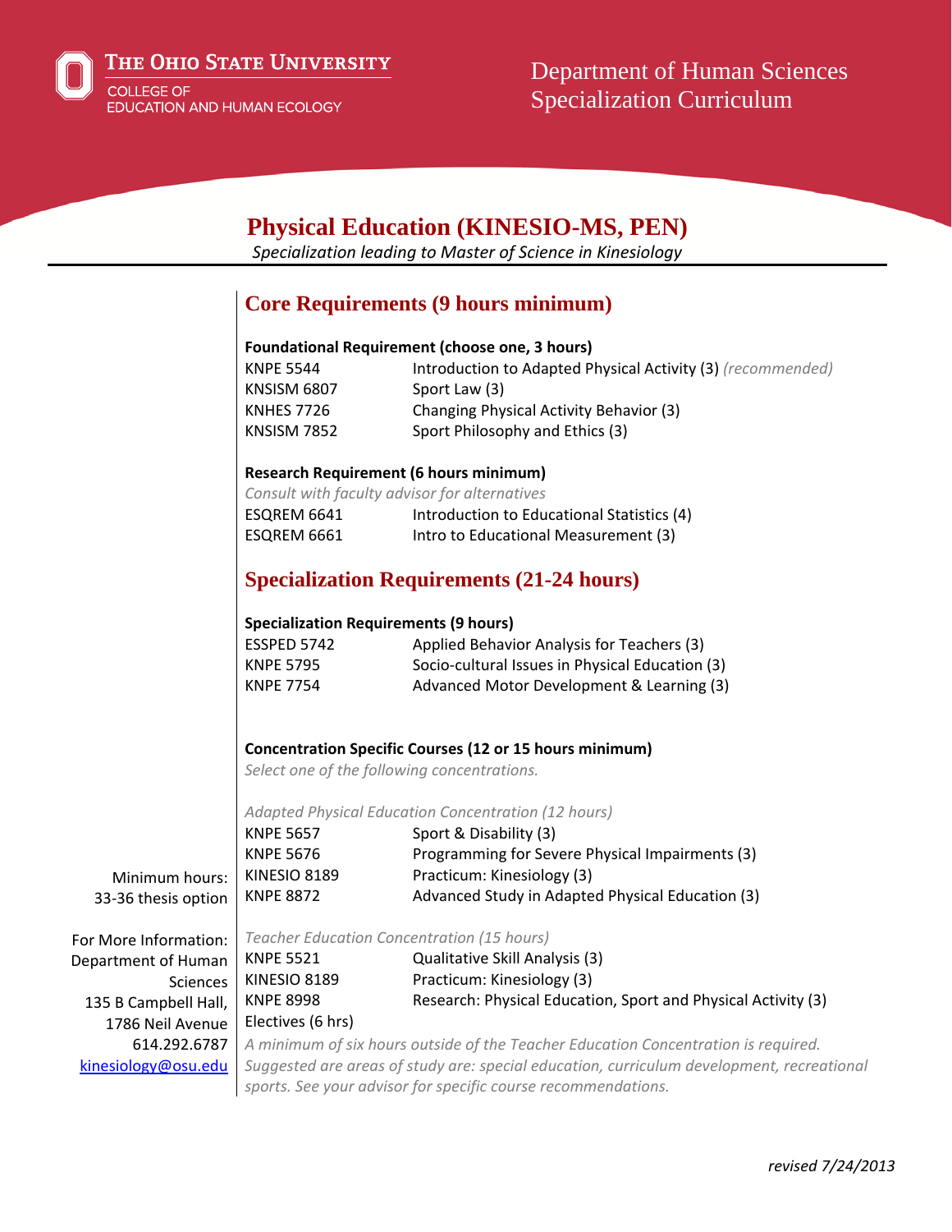The Ohio State University
College of Education and Human Ecology

Department of Human Sciences
Specialization Curriculum

# Physical Education (KINESIO-MS, PEN)

*Specialization leading to Master of Science in Kinesiology*

## Core Requirements (9 hours minimum)

**Foundational Requirement (choose one, 3 hours)**

| | |
|---|---|
| KNPE 5544 | Introduction to Adapted Physical Activity (3) *(recommended)* |
| KNSISM 6807 | Sport Law (3) |
| KNHES 7726 | Changing Physical Activity Behavior (3) |
| KNSISM 7852 | Sport Philosophy and Ethics (3) |

**Research Requirement (6 hours minimum)**

*Consult with faculty advisor for alternatives*

| | |
|---|---|
| ESQREM 6641 | Introduction to Educational Statistics (4) |
| ESQREM 6661 | Intro to Educational Measurement (3) |

## Specialization Requirements (21-24 hours)

**Specialization Requirements (9 hours)**

| | |
|---|---|
| ESSPED 5742 | Applied Behavior Analysis for Teachers (3) |
| KNPE 5795 | Socio-cultural Issues in Physical Education (3) |
| KNPE 7754 | Advanced Motor Development & Learning (3) |

**Concentration Specific Courses (12 or 15 hours minimum)**

*Select one of the following concentrations.*

*Adapted Physical Education Concentration (12 hours)*

| | |
|---|---|
| KNPE 5657 | Sport & Disability (3) |
| KNPE 5676 | Programming for Severe Physical Impairments (3) |
| KINESIO 8189 | Practicum: Kinesiology (3) |
| KNPE 8872 | Advanced Study in Adapted Physical Education (3) |

*Teacher Education Concentration (15 hours)*

| | |
|---|---|
| KNPE 5521 | Qualitative Skill Analysis (3) |
| KINESIO 8189 | Practicum: Kinesiology (3) |
| KNPE 8998 | Research: Physical Education, Sport and Physical Activity (3) |
| Electives (6 hrs) | |

*A minimum of six hours outside of the Teacher Education Concentration is required. Suggested are areas of study are: special education, curriculum development, recreational sports. See your advisor for specific course recommendations.*

Minimum hours:
33-36 thesis option

For More Information:
Department of Human Sciences
135 B Campbell Hall,
1786 Neil Avenue
614.292.6787
kinesiology@osu.edu

*revised 7/24/2013*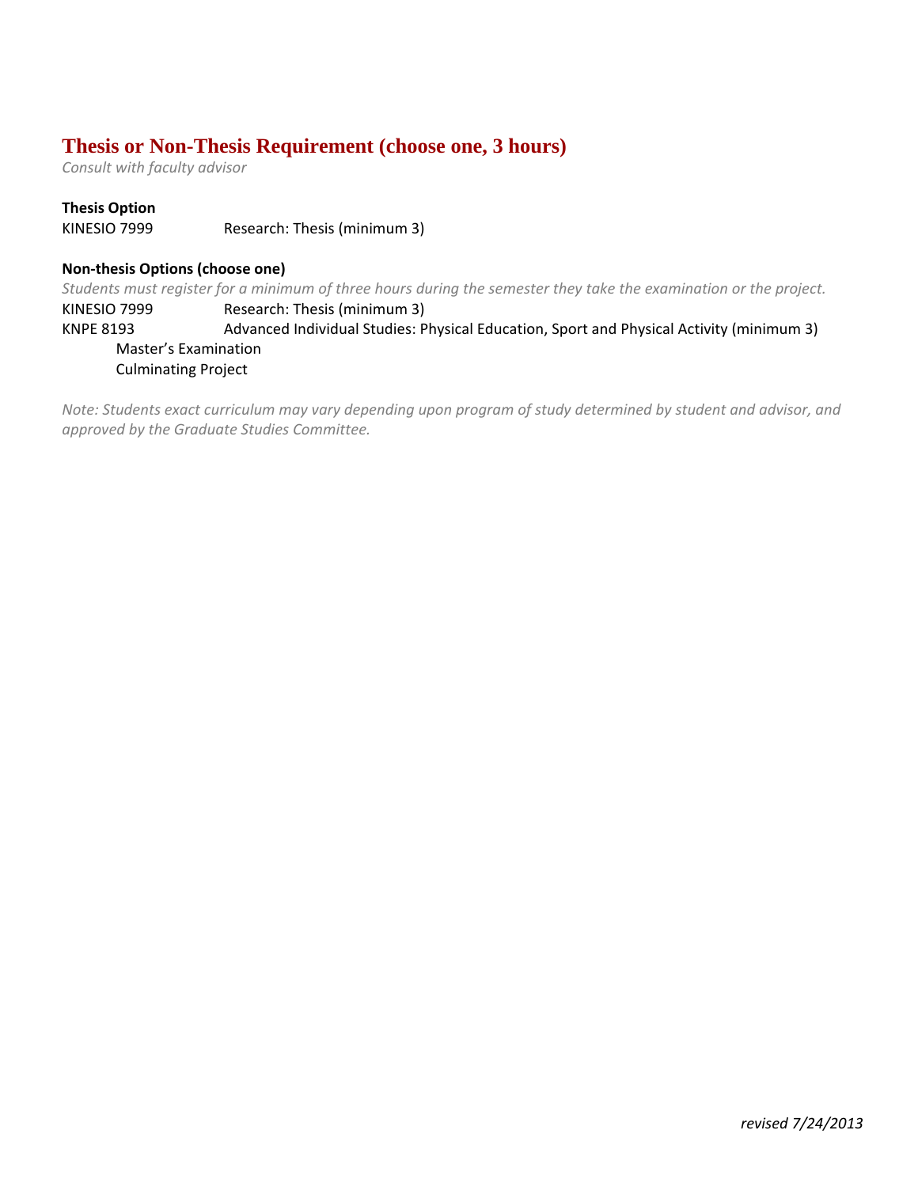## Thesis or Non-Thesis Requirement (choose one, 3 hours)

*Consult with faculty advisor*

**Thesis Option**

KINESIO 7999 Research: Thesis (minimum 3)

**Non-thesis Options (choose one)**

*Students must register for a minimum of three hours during the semester they take the examination or the project.*

KINESIO 7999 Research: Thesis (minimum 3)

KNPE 8193 Advanced Individual Studies: Physical Education, Sport and Physical Activity (minimum 3)

- Master's Examination
- Culminating Project

*Note: Students exact curriculum may vary depending upon program of study determined by student and advisor, and approved by the Graduate Studies Committee.*

*revised 7/24/2013*